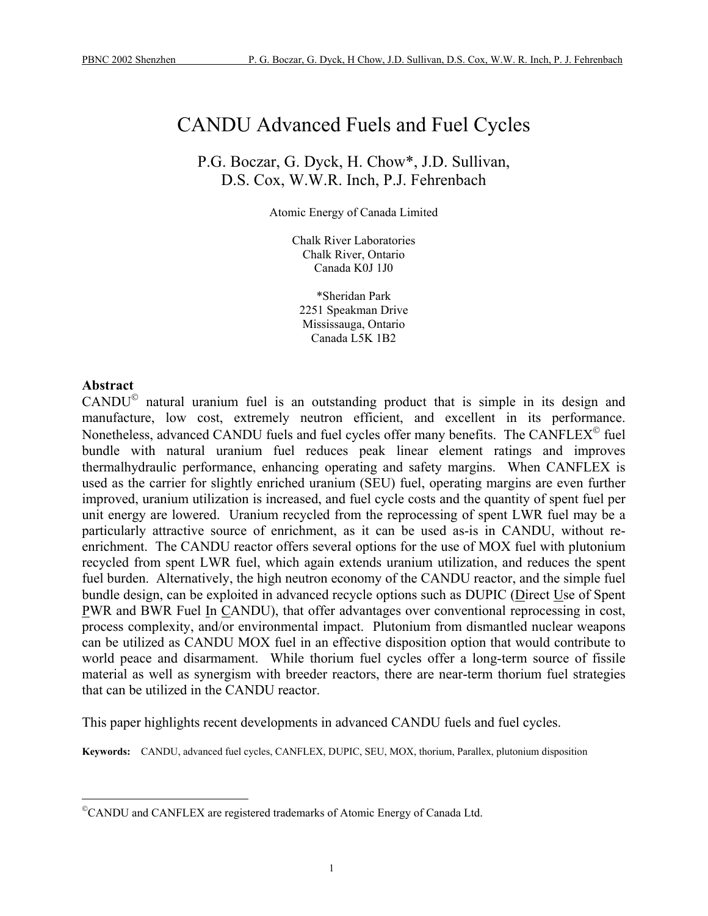# CANDU Advanced Fuels and Fuel Cycles

P.G. Boczar, G. Dyck, H. Chow*, J.D. Sullivan,
D.S. Cox, W.W.R. Inch, P.J. Fehrenbach

Atomic Energy of Canada Limited

Chalk River Laboratories
Chalk River, Ontario
Canada K0J 1J0

*Sheridan Park
2251 Speakman Drive
Mississauga, Ontario
Canada L5K 1B2

## Abstract

CANDU© natural uranium fuel is an outstanding product that is simple in its design and manufacture, low cost, extremely neutron efficient, and excellent in its performance. Nonetheless, advanced CANDU fuels and fuel cycles offer many benefits. The CANFLEX© fuel bundle with natural uranium fuel reduces peak linear element ratings and improves thermalhydraulic performance, enhancing operating and safety margins. When CANFLEX is used as the carrier for slightly enriched uranium (SEU) fuel, operating margins are even further improved, uranium utilization is increased, and fuel cycle costs and the quantity of spent fuel per unit energy are lowered. Uranium recycled from the reprocessing of spent LWR fuel may be a particularly attractive source of enrichment, as it can be used as-is in CANDU, without re-enrichment. The CANDU reactor offers several options for the use of MOX fuel with plutonium recycled from spent LWR fuel, which again extends uranium utilization, and reduces the spent fuel burden. Alternatively, the high neutron economy of the CANDU reactor, and the simple fuel bundle design, can be exploited in advanced recycle options such as DUPIC (Direct Use of Spent PWR and BWR Fuel In CANDU), that offer advantages over conventional reprocessing in cost, process complexity, and/or environmental impact. Plutonium from dismantled nuclear weapons can be utilized as CANDU MOX fuel in an effective disposition option that would contribute to world peace and disarmament. While thorium fuel cycles offer a long-term source of fissile material as well as synergism with breeder reactors, there are near-term thorium fuel strategies that can be utilized in the CANDU reactor.

This paper highlights recent developments in advanced CANDU fuels and fuel cycles.

**Keywords:** CANDU, advanced fuel cycles, CANFLEX, DUPIC, SEU, MOX, thorium, Parallex, plutonium disposition

---

©CANDU and CANFLEX are registered trademarks of Atomic Energy of Canada Ltd.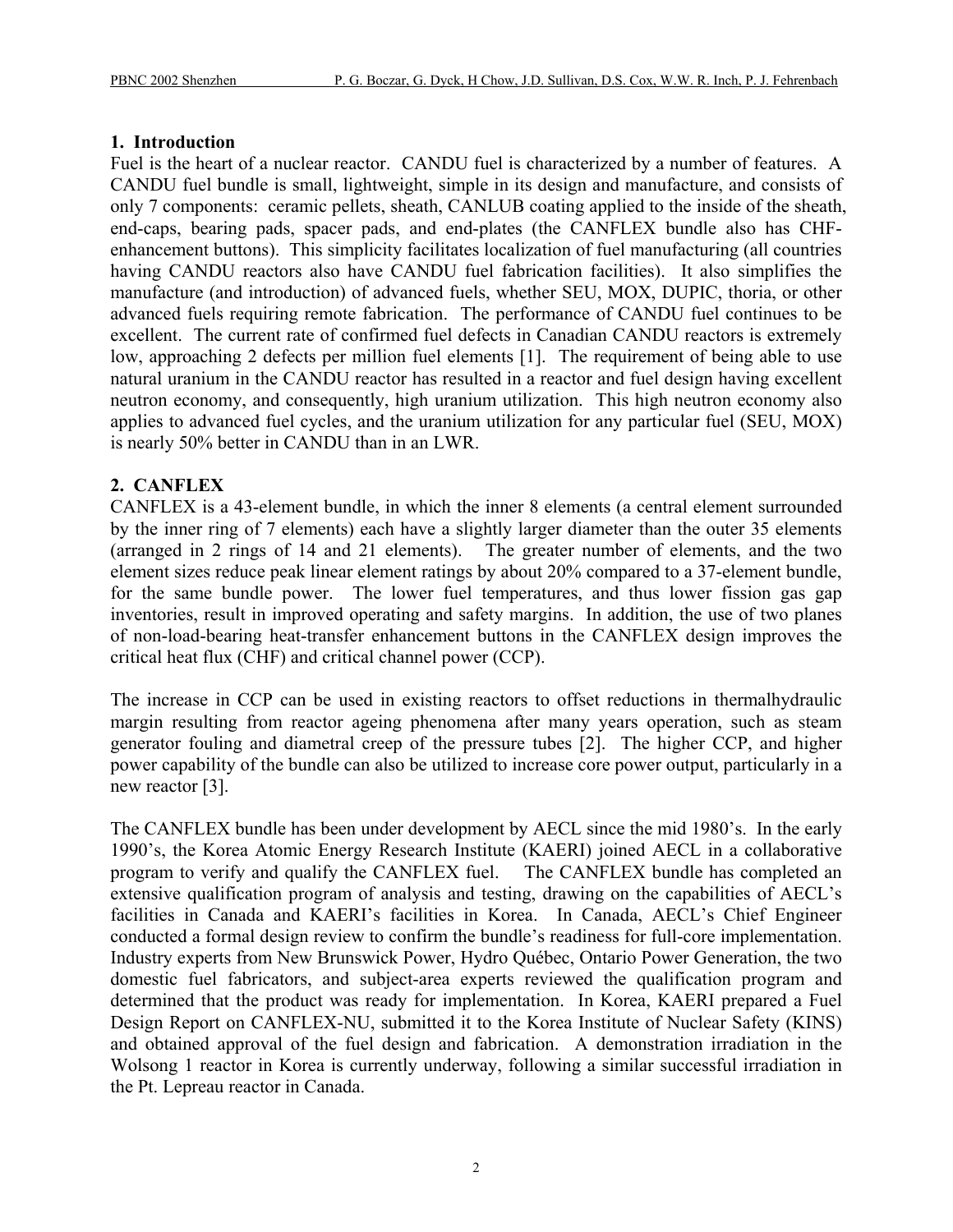## 1. Introduction

Fuel is the heart of a nuclear reactor. CANDU fuel is characterized by a number of features. A CANDU fuel bundle is small, lightweight, simple in its design and manufacture, and consists of only 7 components: ceramic pellets, sheath, CANLUB coating applied to the inside of the sheath, end-caps, bearing pads, spacer pads, and end-plates (the CANFLEX bundle also has CHF-enhancement buttons). This simplicity facilitates localization of fuel manufacturing (all countries having CANDU reactors also have CANDU fuel fabrication facilities). It also simplifies the manufacture (and introduction) of advanced fuels, whether SEU, MOX, DUPIC, thoria, or other advanced fuels requiring remote fabrication. The performance of CANDU fuel continues to be excellent. The current rate of confirmed fuel defects in Canadian CANDU reactors is extremely low, approaching 2 defects per million fuel elements [1]. The requirement of being able to use natural uranium in the CANDU reactor has resulted in a reactor and fuel design having excellent neutron economy, and consequently, high uranium utilization. This high neutron economy also applies to advanced fuel cycles, and the uranium utilization for any particular fuel (SEU, MOX) is nearly 50% better in CANDU than in an LWR.

## 2. CANFLEX

CANFLEX is a 43-element bundle, in which the inner 8 elements (a central element surrounded by the inner ring of 7 elements) each have a slightly larger diameter than the outer 35 elements (arranged in 2 rings of 14 and 21 elements). The greater number of elements, and the two element sizes reduce peak linear element ratings by about 20% compared to a 37-element bundle, for the same bundle power. The lower fuel temperatures, and thus lower fission gas gap inventories, result in improved operating and safety margins. In addition, the use of two planes of non-load-bearing heat-transfer enhancement buttons in the CANFLEX design improves the critical heat flux (CHF) and critical channel power (CCP).

The increase in CCP can be used in existing reactors to offset reductions in thermalhydraulic margin resulting from reactor ageing phenomena after many years operation, such as steam generator fouling and diametral creep of the pressure tubes [2]. The higher CCP, and higher power capability of the bundle can also be utilized to increase core power output, particularly in a new reactor [3].

The CANFLEX bundle has been under development by AECL since the mid 1980's. In the early 1990's, the Korea Atomic Energy Research Institute (KAERI) joined AECL in a collaborative program to verify and qualify the CANFLEX fuel. The CANFLEX bundle has completed an extensive qualification program of analysis and testing, drawing on the capabilities of AECL's facilities in Canada and KAERI's facilities in Korea. In Canada, AECL's Chief Engineer conducted a formal design review to confirm the bundle's readiness for full-core implementation. Industry experts from New Brunswick Power, Hydro Québec, Ontario Power Generation, the two domestic fuel fabricators, and subject-area experts reviewed the qualification program and determined that the product was ready for implementation. In Korea, KAERI prepared a Fuel Design Report on CANFLEX-NU, submitted it to the Korea Institute of Nuclear Safety (KINS) and obtained approval of the fuel design and fabrication. A demonstration irradiation in the Wolsong 1 reactor in Korea is currently underway, following a similar successful irradiation in the Pt. Lepreau reactor in Canada.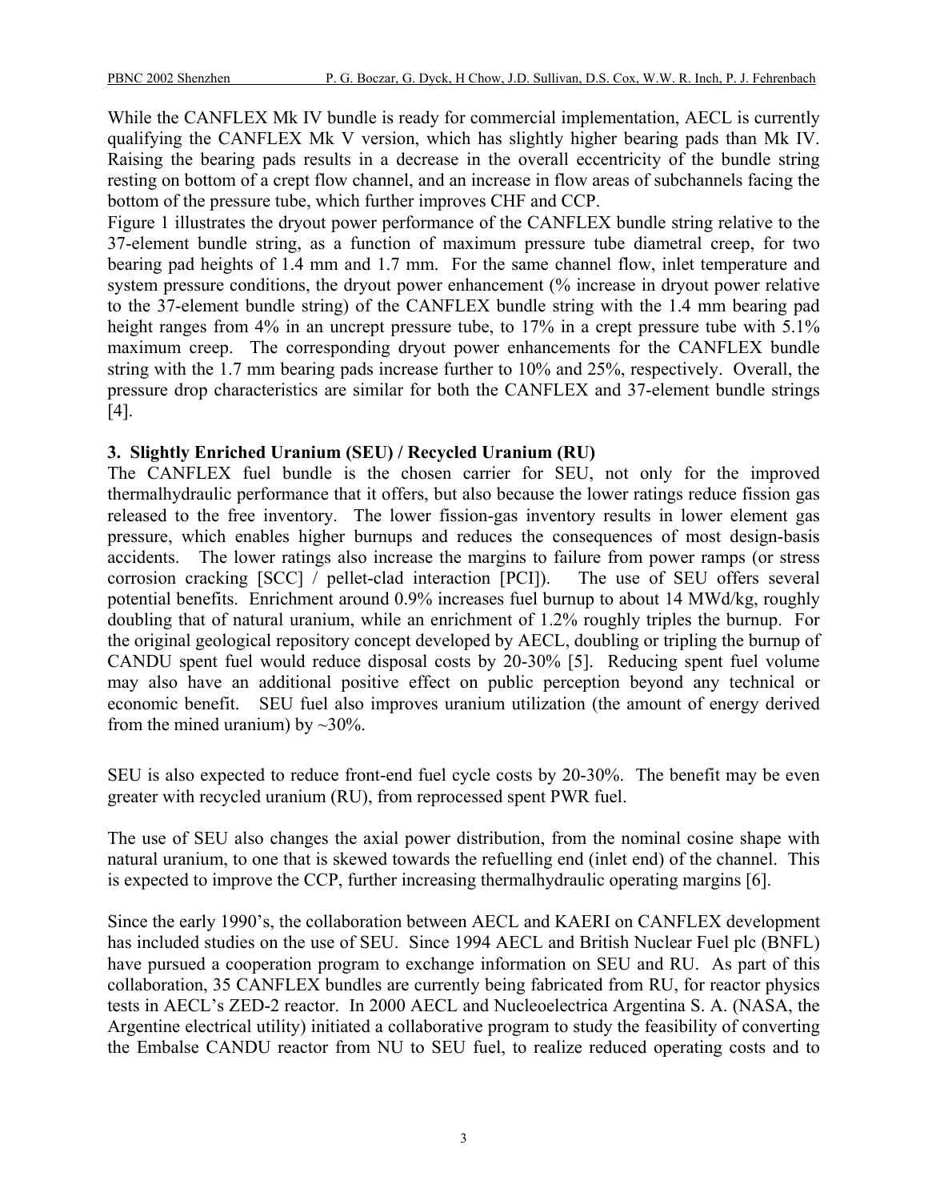While the CANFLEX Mk IV bundle is ready for commercial implementation, AECL is currently qualifying the CANFLEX Mk V version, which has slightly higher bearing pads than Mk IV. Raising the bearing pads results in a decrease in the overall eccentricity of the bundle string resting on bottom of a crept flow channel, and an increase in flow areas of subchannels facing the bottom of the pressure tube, which further improves CHF and CCP.

Figure 1 illustrates the dryout power performance of the CANFLEX bundle string relative to the 37-element bundle string, as a function of maximum pressure tube diametral creep, for two bearing pad heights of 1.4 mm and 1.7 mm. For the same channel flow, inlet temperature and system pressure conditions, the dryout power enhancement (% increase in dryout power relative to the 37-element bundle string) of the CANFLEX bundle string with the 1.4 mm bearing pad height ranges from 4% in an uncrept pressure tube, to 17% in a crept pressure tube with 5.1% maximum creep. The corresponding dryout power enhancements for the CANFLEX bundle string with the 1.7 mm bearing pads increase further to 10% and 25%, respectively. Overall, the pressure drop characteristics are similar for both the CANFLEX and 37-element bundle strings [4].

## 3. Slightly Enriched Uranium (SEU) / Recycled Uranium (RU)

The CANFLEX fuel bundle is the chosen carrier for SEU, not only for the improved thermalhydraulic performance that it offers, but also because the lower ratings reduce fission gas released to the free inventory. The lower fission-gas inventory results in lower element gas pressure, which enables higher burnups and reduces the consequences of most design-basis accidents. The lower ratings also increase the margins to failure from power ramps (or stress corrosion cracking [SCC] / pellet-clad interaction [PCI]). The use of SEU offers several potential benefits. Enrichment around 0.9% increases fuel burnup to about 14 MWd/kg, roughly doubling that of natural uranium, while an enrichment of 1.2% roughly triples the burnup. For the original geological repository concept developed by AECL, doubling or tripling the burnup of CANDU spent fuel would reduce disposal costs by 20-30% [5]. Reducing spent fuel volume may also have an additional positive effect on public perception beyond any technical or economic benefit. SEU fuel also improves uranium utilization (the amount of energy derived from the mined uranium) by ~30%.

SEU is also expected to reduce front-end fuel cycle costs by 20-30%. The benefit may be even greater with recycled uranium (RU), from reprocessed spent PWR fuel.

The use of SEU also changes the axial power distribution, from the nominal cosine shape with natural uranium, to one that is skewed towards the refuelling end (inlet end) of the channel. This is expected to improve the CCP, further increasing thermalhydraulic operating margins [6].

Since the early 1990's, the collaboration between AECL and KAERI on CANFLEX development has included studies on the use of SEU. Since 1994 AECL and British Nuclear Fuel plc (BNFL) have pursued a cooperation program to exchange information on SEU and RU. As part of this collaboration, 35 CANFLEX bundles are currently being fabricated from RU, for reactor physics tests in AECL's ZED-2 reactor. In 2000 AECL and Nucleoelectrica Argentina S. A. (NASA, the Argentine electrical utility) initiated a collaborative program to study the feasibility of converting the Embalse CANDU reactor from NU to SEU fuel, to realize reduced operating costs and to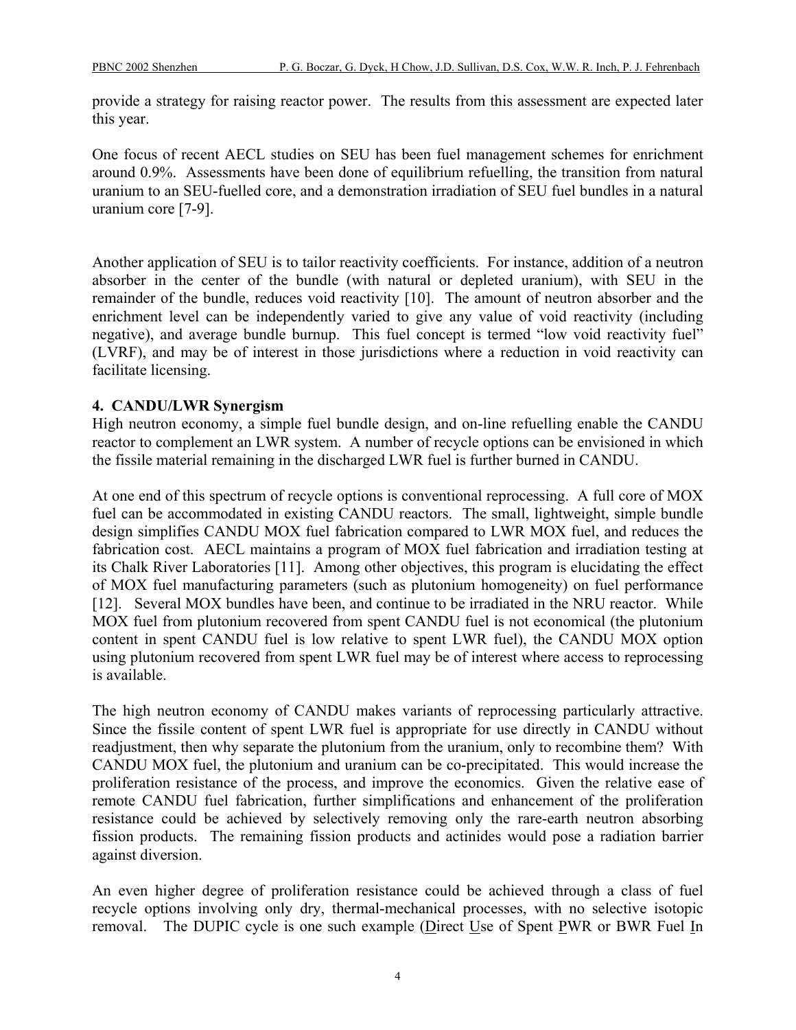provide a strategy for raising reactor power. The results from this assessment are expected later this year.

One focus of recent AECL studies on SEU has been fuel management schemes for enrichment around 0.9%. Assessments have been done of equilibrium refuelling, the transition from natural uranium to an SEU-fuelled core, and a demonstration irradiation of SEU fuel bundles in a natural uranium core [7-9].

Another application of SEU is to tailor reactivity coefficients. For instance, addition of a neutron absorber in the center of the bundle (with natural or depleted uranium), with SEU in the remainder of the bundle, reduces void reactivity [10]. The amount of neutron absorber and the enrichment level can be independently varied to give any value of void reactivity (including negative), and average bundle burnup. This fuel concept is termed "low void reactivity fuel" (LVRF), and may be of interest in those jurisdictions where a reduction in void reactivity can facilitate licensing.

## 4. CANDU/LWR Synergism

High neutron economy, a simple fuel bundle design, and on-line refuelling enable the CANDU reactor to complement an LWR system. A number of recycle options can be envisioned in which the fissile material remaining in the discharged LWR fuel is further burned in CANDU.

At one end of this spectrum of recycle options is conventional reprocessing. A full core of MOX fuel can be accommodated in existing CANDU reactors. The small, lightweight, simple bundle design simplifies CANDU MOX fuel fabrication compared to LWR MOX fuel, and reduces the fabrication cost. AECL maintains a program of MOX fuel fabrication and irradiation testing at its Chalk River Laboratories [11]. Among other objectives, this program is elucidating the effect of MOX fuel manufacturing parameters (such as plutonium homogeneity) on fuel performance [12]. Several MOX bundles have been, and continue to be irradiated in the NRU reactor. While MOX fuel from plutonium recovered from spent CANDU fuel is not economical (the plutonium content in spent CANDU fuel is low relative to spent LWR fuel), the CANDU MOX option using plutonium recovered from spent LWR fuel may be of interest where access to reprocessing is available.

The high neutron economy of CANDU makes variants of reprocessing particularly attractive. Since the fissile content of spent LWR fuel is appropriate for use directly in CANDU without readjustment, then why separate the plutonium from the uranium, only to recombine them? With CANDU MOX fuel, the plutonium and uranium can be co-precipitated. This would increase the proliferation resistance of the process, and improve the economics. Given the relative ease of remote CANDU fuel fabrication, further simplifications and enhancement of the proliferation resistance could be achieved by selectively removing only the rare-earth neutron absorbing fission products. The remaining fission products and actinides would pose a radiation barrier against diversion.

An even higher degree of proliferation resistance could be achieved through a class of fuel recycle options involving only dry, thermal-mechanical processes, with no selective isotopic removal. The DUPIC cycle is one such example (Direct Use of Spent PWR or BWR Fuel In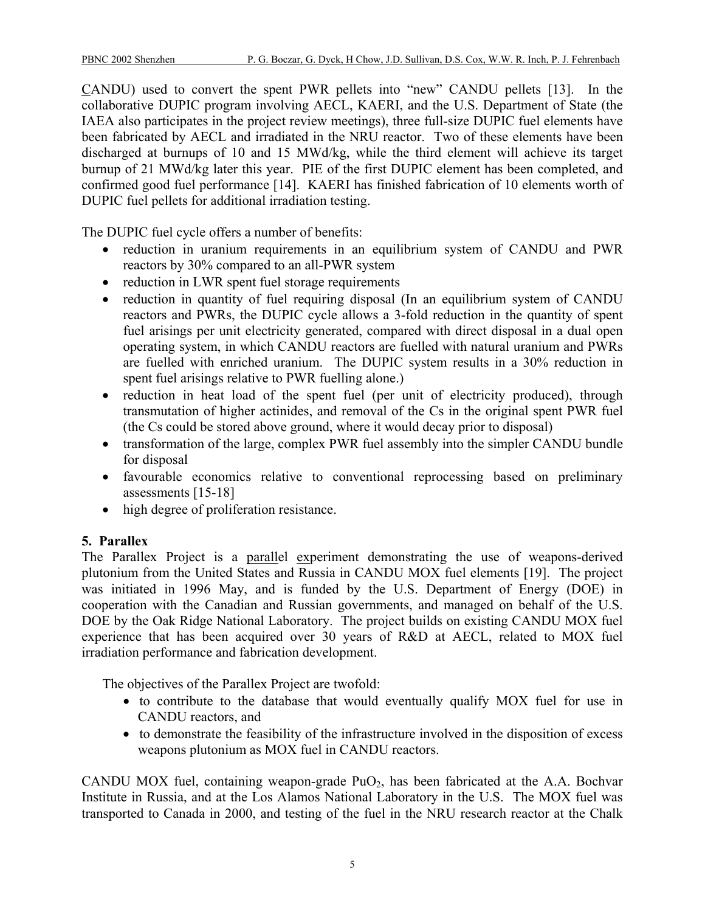CANDU) used to convert the spent PWR pellets into "new" CANDU pellets [13]. In the collaborative DUPIC program involving AECL, KAERI, and the U.S. Department of State (the IAEA also participates in the project review meetings), three full-size DUPIC fuel elements have been fabricated by AECL and irradiated in the NRU reactor. Two of these elements have been discharged at burnups of 10 and 15 MWd/kg, while the third element will achieve its target burnup of 21 MWd/kg later this year. PIE of the first DUPIC element has been completed, and confirmed good fuel performance [14]. KAERI has finished fabrication of 10 elements worth of DUPIC fuel pellets for additional irradiation testing.

The DUPIC fuel cycle offers a number of benefits:

- reduction in uranium requirements in an equilibrium system of CANDU and PWR reactors by 30% compared to an all-PWR system
- reduction in LWR spent fuel storage requirements
- reduction in quantity of fuel requiring disposal (In an equilibrium system of CANDU reactors and PWRs, the DUPIC cycle allows a 3-fold reduction in the quantity of spent fuel arisings per unit electricity generated, compared with direct disposal in a dual open operating system, in which CANDU reactors are fuelled with natural uranium and PWRs are fuelled with enriched uranium. The DUPIC system results in a 30% reduction in spent fuel arisings relative to PWR fuelling alone.)
- reduction in heat load of the spent fuel (per unit of electricity produced), through transmutation of higher actinides, and removal of the Cs in the original spent PWR fuel (the Cs could be stored above ground, where it would decay prior to disposal)
- transformation of the large, complex PWR fuel assembly into the simpler CANDU bundle for disposal
- favourable economics relative to conventional reprocessing based on preliminary assessments [15-18]
- high degree of proliferation resistance.

## 5. Parallex

The Parallex Project is a parallel experiment demonstrating the use of weapons-derived plutonium from the United States and Russia in CANDU MOX fuel elements [19]. The project was initiated in 1996 May, and is funded by the U.S. Department of Energy (DOE) in cooperation with the Canadian and Russian governments, and managed on behalf of the U.S. DOE by the Oak Ridge National Laboratory. The project builds on existing CANDU MOX fuel experience that has been acquired over 30 years of R&D at AECL, related to MOX fuel irradiation performance and fabrication development.

The objectives of the Parallex Project are twofold:

- to contribute to the database that would eventually qualify MOX fuel for use in CANDU reactors, and
- to demonstrate the feasibility of the infrastructure involved in the disposition of excess weapons plutonium as MOX fuel in CANDU reactors.

CANDU MOX fuel, containing weapon-grade $PuO_2$, has been fabricated at the A.A. Bochvar Institute in Russia, and at the Los Alamos National Laboratory in the U.S. The MOX fuel was transported to Canada in 2000, and testing of the fuel in the NRU research reactor at the Chalk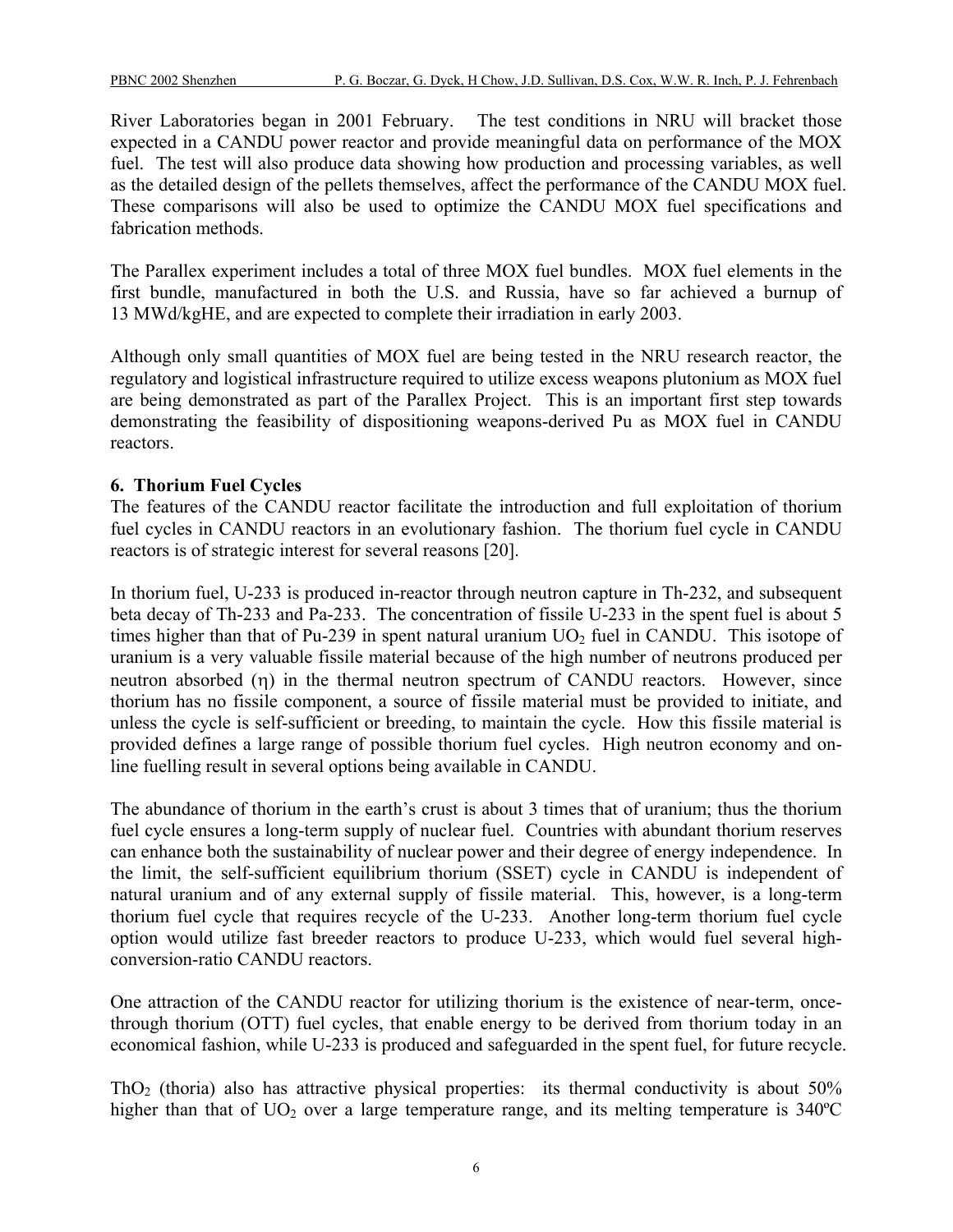River Laboratories began in 2001 February. The test conditions in NRU will bracket those expected in a CANDU power reactor and provide meaningful data on performance of the MOX fuel. The test will also produce data showing how production and processing variables, as well as the detailed design of the pellets themselves, affect the performance of the CANDU MOX fuel. These comparisons will also be used to optimize the CANDU MOX fuel specifications and fabrication methods.

The Parallex experiment includes a total of three MOX fuel bundles. MOX fuel elements in the first bundle, manufactured in both the U.S. and Russia, have so far achieved a burnup of 13 MWd/kgHE, and are expected to complete their irradiation in early 2003.

Although only small quantities of MOX fuel are being tested in the NRU research reactor, the regulatory and logistical infrastructure required to utilize excess weapons plutonium as MOX fuel are being demonstrated as part of the Parallex Project. This is an important first step towards demonstrating the feasibility of dispositioning weapons-derived Pu as MOX fuel in CANDU reactors.

## 6. Thorium Fuel Cycles

The features of the CANDU reactor facilitate the introduction and full exploitation of thorium fuel cycles in CANDU reactors in an evolutionary fashion. The thorium fuel cycle in CANDU reactors is of strategic interest for several reasons [20].

In thorium fuel, U-233 is produced in-reactor through neutron capture in Th-232, and subsequent beta decay of Th-233 and Pa-233. The concentration of fissile U-233 in the spent fuel is about 5 times higher than that of Pu-239 in spent natural uranium $UO_2$ fuel in CANDU. This isotope of uranium is a very valuable fissile material because of the high number of neutrons produced per neutron absorbed ($\eta$) in the thermal neutron spectrum of CANDU reactors. However, since thorium has no fissile component, a source of fissile material must be provided to initiate, and unless the cycle is self-sufficient or breeding, to maintain the cycle. How this fissile material is provided defines a large range of possible thorium fuel cycles. High neutron economy and on-line fuelling result in several options being available in CANDU.

The abundance of thorium in the earth's crust is about 3 times that of uranium; thus the thorium fuel cycle ensures a long-term supply of nuclear fuel. Countries with abundant thorium reserves can enhance both the sustainability of nuclear power and their degree of energy independence. In the limit, the self-sufficient equilibrium thorium (SSET) cycle in CANDU is independent of natural uranium and of any external supply of fissile material. This, however, is a long-term thorium fuel cycle that requires recycle of the U-233. Another long-term thorium fuel cycle option would utilize fast breeder reactors to produce U-233, which would fuel several high-conversion-ratio CANDU reactors.

One attraction of the CANDU reactor for utilizing thorium is the existence of near-term, once-through thorium (OTT) fuel cycles, that enable energy to be derived from thorium today in an economical fashion, while U-233 is produced and safeguarded in the spent fuel, for future recycle.

$ThO_2$ (thoria) also has attractive physical properties: its thermal conductivity is about 50% higher than that of $UO_2$ over a large temperature range, and its melting temperature is 340ºC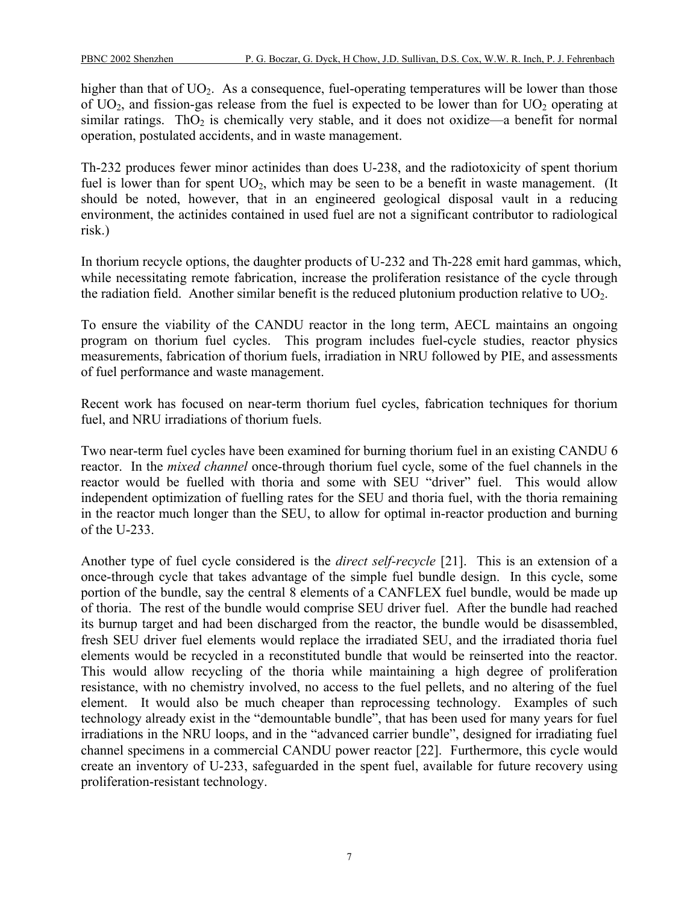higher than that of $UO_2$. As a consequence, fuel-operating temperatures will be lower than those of $UO_2$, and fission-gas release from the fuel is expected to be lower than for $UO_2$ operating at similar ratings. $ThO_2$ is chemically very stable, and it does not oxidize—a benefit for normal operation, postulated accidents, and in waste management.

Th-232 produces fewer minor actinides than does U-238, and the radiotoxicity of spent thorium fuel is lower than for spent $UO_2$, which may be seen to be a benefit in waste management. (It should be noted, however, that in an engineered geological disposal vault in a reducing environment, the actinides contained in used fuel are not a significant contributor to radiological risk.)

In thorium recycle options, the daughter products of U-232 and Th-228 emit hard gammas, which, while necessitating remote fabrication, increase the proliferation resistance of the cycle through the radiation field. Another similar benefit is the reduced plutonium production relative to $UO_2$.

To ensure the viability of the CANDU reactor in the long term, AECL maintains an ongoing program on thorium fuel cycles. This program includes fuel-cycle studies, reactor physics measurements, fabrication of thorium fuels, irradiation in NRU followed by PIE, and assessments of fuel performance and waste management.

Recent work has focused on near-term thorium fuel cycles, fabrication techniques for thorium fuel, and NRU irradiations of thorium fuels.

Two near-term fuel cycles have been examined for burning thorium fuel in an existing CANDU 6 reactor. In the *mixed channel* once-through thorium fuel cycle, some of the fuel channels in the reactor would be fuelled with thoria and some with SEU "driver" fuel. This would allow independent optimization of fuelling rates for the SEU and thoria fuel, with the thoria remaining in the reactor much longer than the SEU, to allow for optimal in-reactor production and burning of the U-233.

Another type of fuel cycle considered is the *direct self-recycle* [21]. This is an extension of a once-through cycle that takes advantage of the simple fuel bundle design. In this cycle, some portion of the bundle, say the central 8 elements of a CANFLEX fuel bundle, would be made up of thoria. The rest of the bundle would comprise SEU driver fuel. After the bundle had reached its burnup target and had been discharged from the reactor, the bundle would be disassembled, fresh SEU driver fuel elements would replace the irradiated SEU, and the irradiated thoria fuel elements would be recycled in a reconstituted bundle that would be reinserted into the reactor. This would allow recycling of the thoria while maintaining a high degree of proliferation resistance, with no chemistry involved, no access to the fuel pellets, and no altering of the fuel element. It would also be much cheaper than reprocessing technology. Examples of such technology already exist in the "demountable bundle", that has been used for many years for fuel irradiations in the NRU loops, and in the "advanced carrier bundle", designed for irradiating fuel channel specimens in a commercial CANDU power reactor [22]. Furthermore, this cycle would create an inventory of U-233, safeguarded in the spent fuel, available for future recovery using proliferation-resistant technology.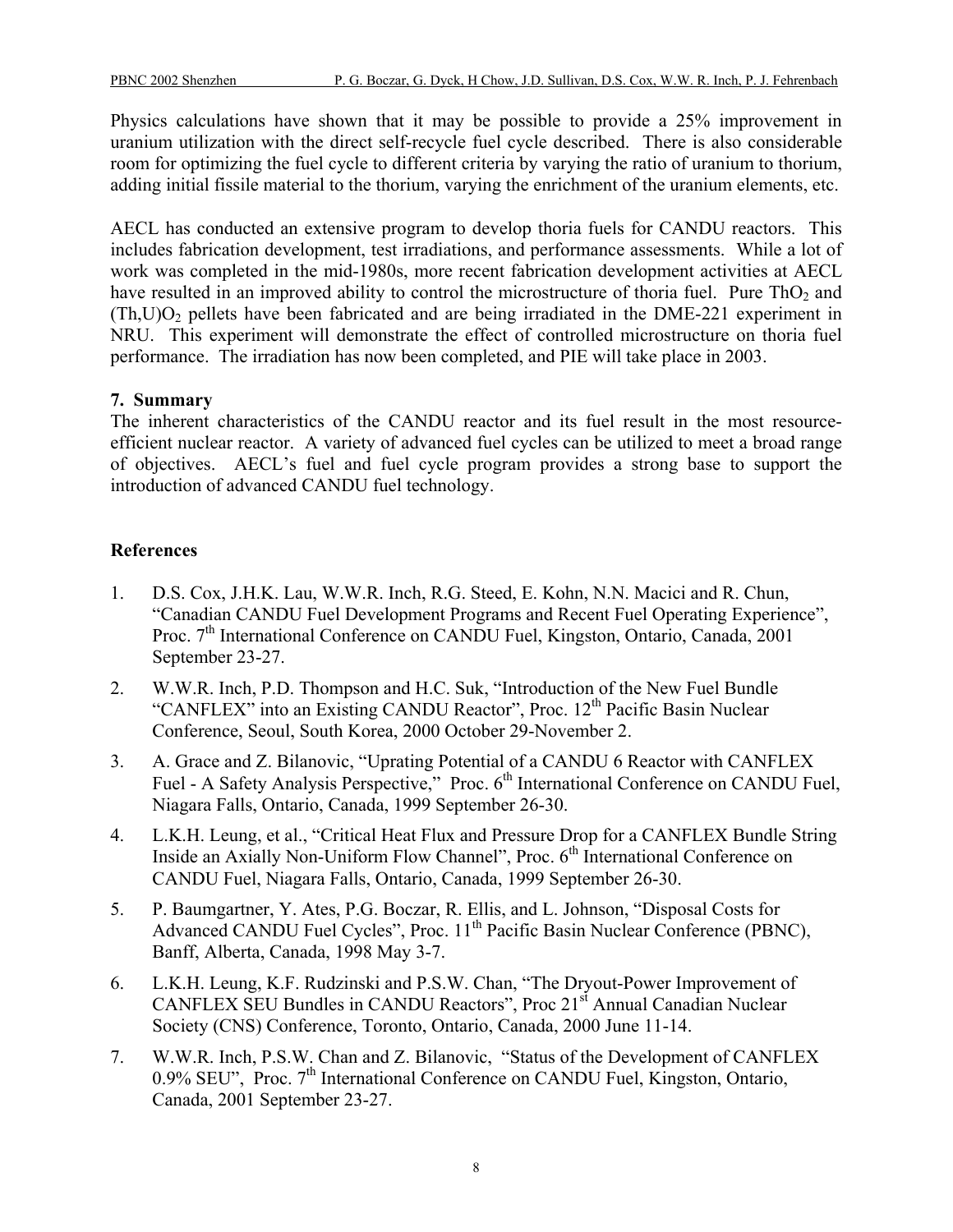Physics calculations have shown that it may be possible to provide a 25% improvement in uranium utilization with the direct self-recycle fuel cycle described. There is also considerable room for optimizing the fuel cycle to different criteria by varying the ratio of uranium to thorium, adding initial fissile material to the thorium, varying the enrichment of the uranium elements, etc.

AECL has conducted an extensive program to develop thoria fuels for CANDU reactors. This includes fabrication development, test irradiations, and performance assessments. While a lot of work was completed in the mid-1980s, more recent fabrication development activities at AECL have resulted in an improved ability to control the microstructure of thoria fuel. Pure $ThO_2$ and $(Th,U)O_2$ pellets have been fabricated and are being irradiated in the DME-221 experiment in NRU. This experiment will demonstrate the effect of controlled microstructure on thoria fuel performance. The irradiation has now been completed, and PIE will take place in 2003.

## 7. Summary

The inherent characteristics of the CANDU reactor and its fuel result in the most resource-efficient nuclear reactor. A variety of advanced fuel cycles can be utilized to meet a broad range of objectives. AECL's fuel and fuel cycle program provides a strong base to support the introduction of advanced CANDU fuel technology.

## References

1. D.S. Cox, J.H.K. Lau, W.W.R. Inch, R.G. Steed, E. Kohn, N.N. Macici and R. Chun, "Canadian CANDU Fuel Development Programs and Recent Fuel Operating Experience", Proc. 7th International Conference on CANDU Fuel, Kingston, Ontario, Canada, 2001 September 23-27.
2. W.W.R. Inch, P.D. Thompson and H.C. Suk, "Introduction of the New Fuel Bundle "CANFLEX" into an Existing CANDU Reactor", Proc. 12th Pacific Basin Nuclear Conference, Seoul, South Korea, 2000 October 29-November 2.
3. A. Grace and Z. Bilanovic, "Uprating Potential of a CANDU 6 Reactor with CANFLEX Fuel - A Safety Analysis Perspective," Proc. 6th International Conference on CANDU Fuel, Niagara Falls, Ontario, Canada, 1999 September 26-30.
4. L.K.H. Leung, et al., "Critical Heat Flux and Pressure Drop for a CANFLEX Bundle String Inside an Axially Non-Uniform Flow Channel", Proc. 6th International Conference on CANDU Fuel, Niagara Falls, Ontario, Canada, 1999 September 26-30.
5. P. Baumgartner, Y. Ates, P.G. Boczar, R. Ellis, and L. Johnson, "Disposal Costs for Advanced CANDU Fuel Cycles", Proc. 11th Pacific Basin Nuclear Conference (PBNC), Banff, Alberta, Canada, 1998 May 3-7.
6. L.K.H. Leung, K.F. Rudzinski and P.S.W. Chan, "The Dryout-Power Improvement of CANFLEX SEU Bundles in CANDU Reactors", Proc 21st Annual Canadian Nuclear Society (CNS) Conference, Toronto, Ontario, Canada, 2000 June 11-14.
7. W.W.R. Inch, P.S.W. Chan and Z. Bilanovic, "Status of the Development of CANFLEX 0.9% SEU", Proc. 7th International Conference on CANDU Fuel, Kingston, Ontario, Canada, 2001 September 23-27.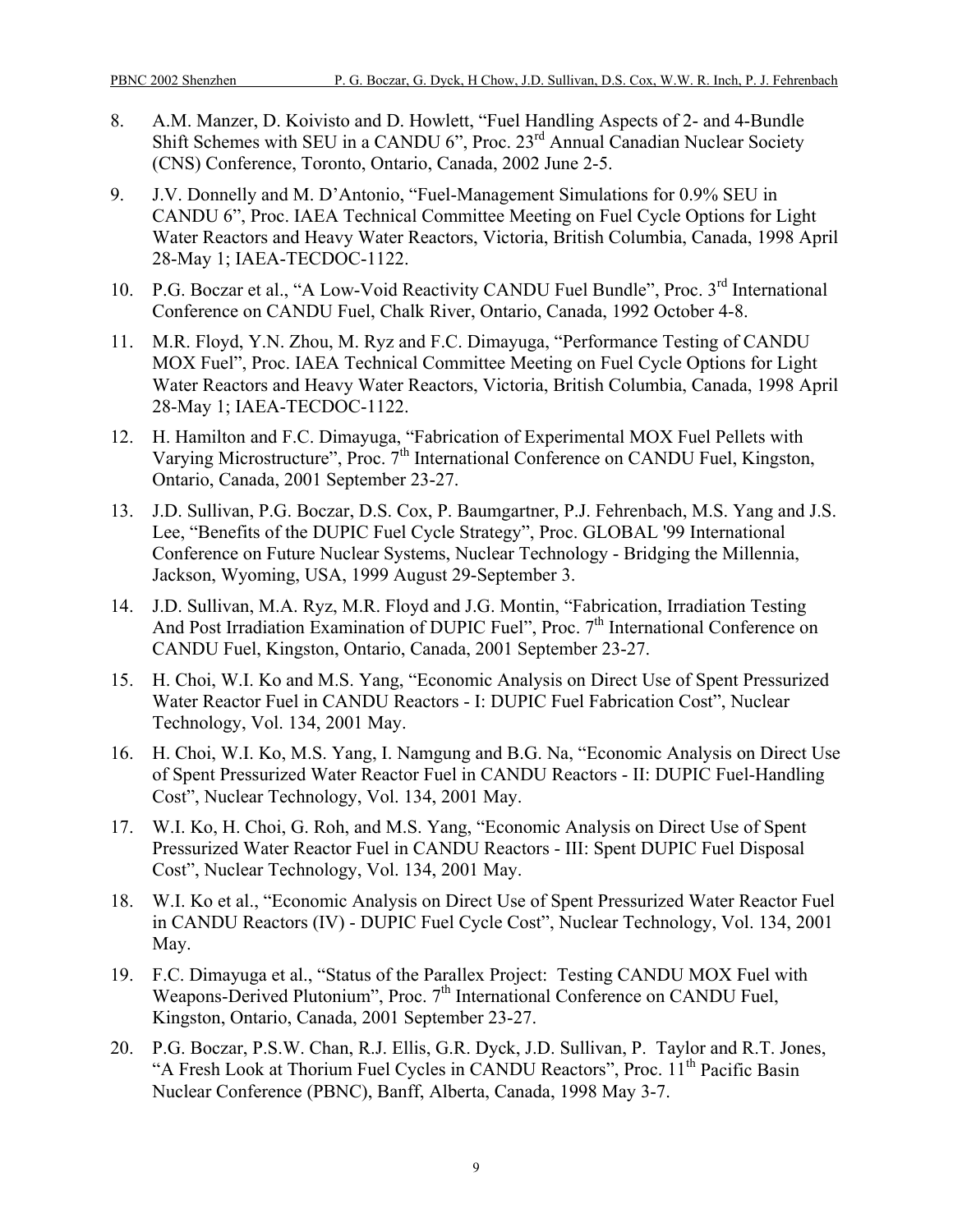8. A.M. Manzer, D. Koivisto and D. Howlett, "Fuel Handling Aspects of 2- and 4-Bundle Shift Schemes with SEU in a CANDU 6", Proc. 23rd Annual Canadian Nuclear Society (CNS) Conference, Toronto, Ontario, Canada, 2002 June 2-5.

9. J.V. Donnelly and M. D'Antonio, "Fuel-Management Simulations for 0.9% SEU in CANDU 6", Proc. IAEA Technical Committee Meeting on Fuel Cycle Options for Light Water Reactors and Heavy Water Reactors, Victoria, British Columbia, Canada, 1998 April 28-May 1; IAEA-TECDOC-1122.

10. P.G. Boczar et al., "A Low-Void Reactivity CANDU Fuel Bundle", Proc. 3rd International Conference on CANDU Fuel, Chalk River, Ontario, Canada, 1992 October 4-8.

11. M.R. Floyd, Y.N. Zhou, M. Ryz and F.C. Dimayuga, "Performance Testing of CANDU MOX Fuel", Proc. IAEA Technical Committee Meeting on Fuel Cycle Options for Light Water Reactors and Heavy Water Reactors, Victoria, British Columbia, Canada, 1998 April 28-May 1; IAEA-TECDOC-1122.

12. H. Hamilton and F.C. Dimayuga, "Fabrication of Experimental MOX Fuel Pellets with Varying Microstructure", Proc. 7th International Conference on CANDU Fuel, Kingston, Ontario, Canada, 2001 September 23-27.

13. J.D. Sullivan, P.G. Boczar, D.S. Cox, P. Baumgartner, P.J. Fehrenbach, M.S. Yang and J.S. Lee, "Benefits of the DUPIC Fuel Cycle Strategy", Proc. GLOBAL '99 International Conference on Future Nuclear Systems, Nuclear Technology - Bridging the Millennia, Jackson, Wyoming, USA, 1999 August 29-September 3.

14. J.D. Sullivan, M.A. Ryz, M.R. Floyd and J.G. Montin, "Fabrication, Irradiation Testing And Post Irradiation Examination of DUPIC Fuel", Proc. 7th International Conference on CANDU Fuel, Kingston, Ontario, Canada, 2001 September 23-27.

15. H. Choi, W.I. Ko and M.S. Yang, "Economic Analysis on Direct Use of Spent Pressurized Water Reactor Fuel in CANDU Reactors - I: DUPIC Fuel Fabrication Cost", Nuclear Technology, Vol. 134, 2001 May.

16. H. Choi, W.I. Ko, M.S. Yang, I. Namgung and B.G. Na, "Economic Analysis on Direct Use of Spent Pressurized Water Reactor Fuel in CANDU Reactors - II: DUPIC Fuel-Handling Cost", Nuclear Technology, Vol. 134, 2001 May.

17. W.I. Ko, H. Choi, G. Roh, and M.S. Yang, "Economic Analysis on Direct Use of Spent Pressurized Water Reactor Fuel in CANDU Reactors - III: Spent DUPIC Fuel Disposal Cost", Nuclear Technology, Vol. 134, 2001 May.

18. W.I. Ko et al., "Economic Analysis on Direct Use of Spent Pressurized Water Reactor Fuel in CANDU Reactors (IV) - DUPIC Fuel Cycle Cost", Nuclear Technology, Vol. 134, 2001 May.

19. F.C. Dimayuga et al., "Status of the Parallex Project: Testing CANDU MOX Fuel with Weapons-Derived Plutonium", Proc. 7th International Conference on CANDU Fuel, Kingston, Ontario, Canada, 2001 September 23-27.

20. P.G. Boczar, P.S.W. Chan, R.J. Ellis, G.R. Dyck, J.D. Sullivan, P. Taylor and R.T. Jones, "A Fresh Look at Thorium Fuel Cycles in CANDU Reactors", Proc. 11th Pacific Basin Nuclear Conference (PBNC), Banff, Alberta, Canada, 1998 May 3-7.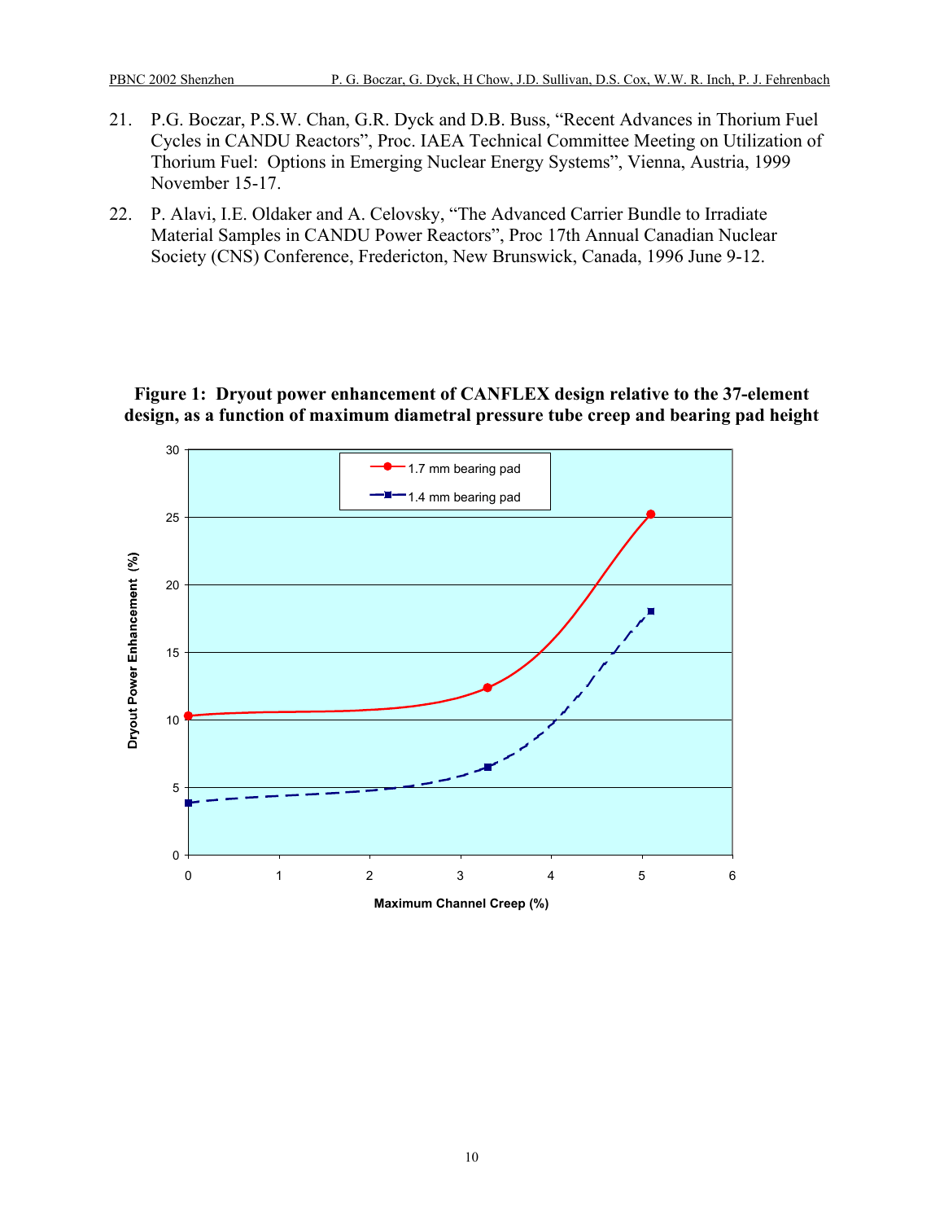21. P.G. Boczar, P.S.W. Chan, G.R. Dyck and D.B. Buss, "Recent Advances in Thorium Fuel Cycles in CANDU Reactors", Proc. IAEA Technical Committee Meeting on Utilization of Thorium Fuel: Options in Emerging Nuclear Energy Systems", Vienna, Austria, 1999 November 15-17.

22. P. Alavi, I.E. Oldaker and A. Celovsky, "The Advanced Carrier Bundle to Irradiate Material Samples in CANDU Power Reactors", Proc 17th Annual Canadian Nuclear Society (CNS) Conference, Fredericton, New Brunswick, Canada, 1996 June 9-12.

**Figure 1: Dryout power enhancement of CANFLEX design relative to the 37-element design, as a function of maximum diametral pressure tube creep and bearing pad height**

1.7 mm bearing pad
1.4 mm bearing pad

Dryout Power Enhancement (%)
0
5
10
15
20
25
30

Maximum Channel Creep (%)
0
1
2
3
4
5
6